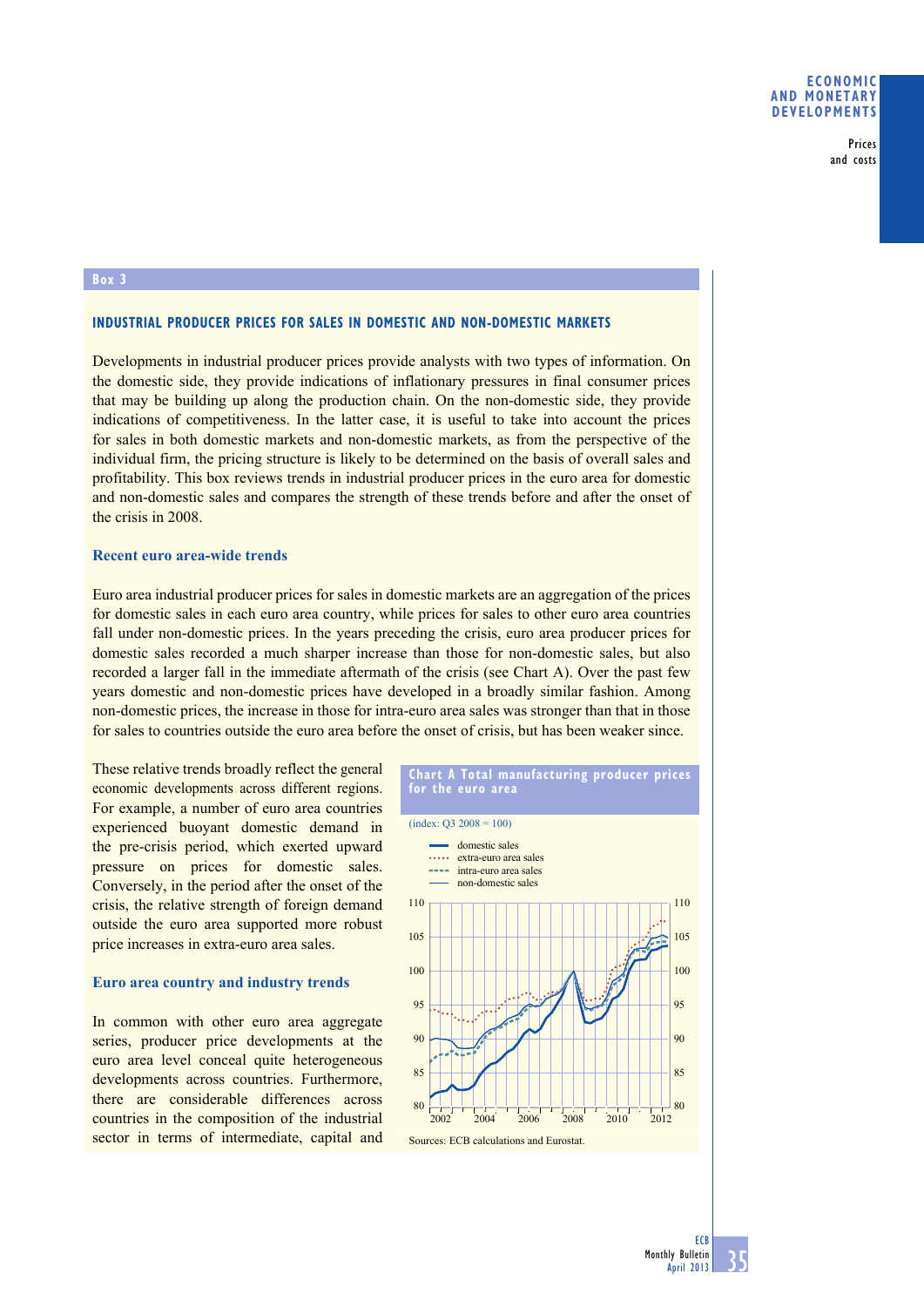## Box 3

### INDUSTRIAL PRODUCER PRICES FOR SALES IN DOMESTIC AND NON-DOMESTIC MARKETS

Developments in industrial producer prices provide analysts with two types of information. On the domestic side, they provide indications of inflationary pressures in final consumer prices that may be building up along the production chain. On the non-domestic side, they provide indications of competitiveness. In the latter case, it is useful to take into account the prices for sales in both domestic markets and non-domestic markets, as from the perspective of the individual firm, the pricing structure is likely to be determined on the basis of overall sales and profitability. This box reviews trends in industrial producer prices in the euro area for domestic and non-domestic sales and compares the strength of these trends before and after the onset of the crisis in 2008.

#### Recent euro area-wide trends

Euro area industrial producer prices for sales in domestic markets are an aggregation of the prices for domestic sales in each euro area country, while prices for sales to other euro area countries fall under non-domestic prices. In the years preceding the crisis, euro area producer prices for domestic sales recorded a much sharper increase than those for non-domestic sales, but also recorded a larger fall in the immediate aftermath of the crisis (see Chart A). Over the past few years domestic and non-domestic prices have developed in a broadly similar fashion. Among non-domestic prices, the increase in those for intra-euro area sales was stronger than that in those for sales to countries outside the euro area before the onset of crisis, but has been weaker since.

These relative trends broadly reflect the general economic developments across different regions. For example, a number of euro area countries experienced buoyant domestic demand in the pre-crisis period, which exerted upward pressure on prices for domestic sales. Conversely, in the period after the onset of the crisis, the relative strength of foreign demand outside the euro area supported more robust price increases in extra-euro area sales.

**Chart A Total manufacturing producer prices for the euro area**

(index: Q3 2008 = 100)

- domestic sales
- extra-euro area sales
- intra-euro area sales
- non-domestic sales

Sources: ECB calculations and Eurostat.

#### Euro area country and industry trends

In common with other euro area aggregate series, producer price developments at the euro area level conceal quite heterogeneous developments across countries. Furthermore, there are considerable differences across countries in the composition of the industrial sector in terms of intermediate, capital and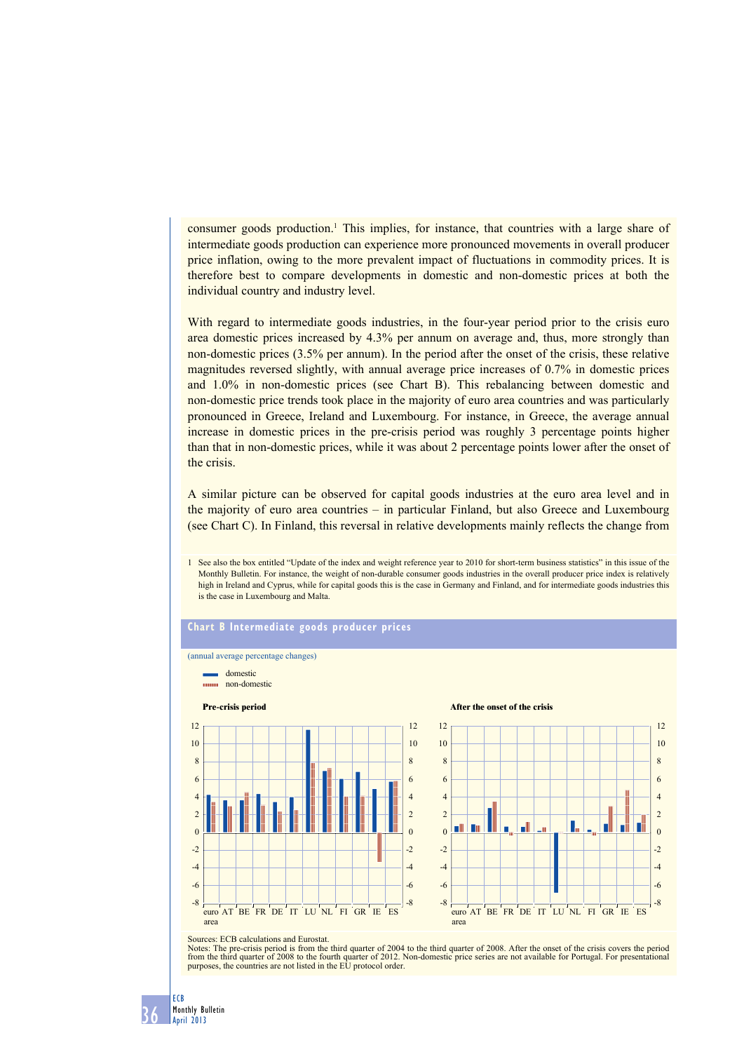consumer goods production.[1] This implies, for instance, that countries with a large share of intermediate goods production can experience more pronounced movements in overall producer price inflation, owing to the more prevalent impact of fluctuations in commodity prices. It is therefore best to compare developments in domestic and non-domestic prices at both the individual country and industry level.

With regard to intermediate goods industries, in the four-year period prior to the crisis euro area domestic prices increased by 4.3% per annum on average and, thus, more strongly than non-domestic prices (3.5% per annum). In the period after the onset of the crisis, these relative magnitudes reversed slightly, with annual average price increases of 0.7% in domestic prices and 1.0% in non-domestic prices (see Chart B). This rebalancing between domestic and non-domestic price trends took place in the majority of euro area countries and was particularly pronounced in Greece, Ireland and Luxembourg. For instance, in Greece, the average annual increase in domestic prices in the pre-crisis period was roughly 3 percentage points higher than that in non-domestic prices, while it was about 2 percentage points lower after the onset of the crisis.

A similar picture can be observed for capital goods industries at the euro area level and in the majority of euro area countries – in particular Finland, but also Greece and Luxembourg (see Chart C). In Finland, this reversal in relative developments mainly reflects the change from

1 See also the box entitled "Update of the index and weight reference year to 2010 for short-term business statistics" in this issue of the Monthly Bulletin. For instance, the weight of non-durable consumer goods industries in the overall producer price index is relatively high in Ireland and Cyprus, while for capital goods this is the case in Germany and Finland, and for intermediate goods industries this is the case in Luxembourg and Malta.

**Chart B Intermediate goods producer prices**

(annual average percentage changes)

- domestic
- non-domestic

**Pre-crisis period** | **After the onset of the crisis**

Sources: ECB calculations and Eurostat.
Notes: The pre-crisis period is from the third quarter of 2004 to the third quarter of 2008. After the onset of the crisis covers the period from the third quarter of 2008 to the fourth quarter of 2012. Non-domestic price series are not available for Portugal. For presentational purposes, the countries are not listed in the EU protocol order.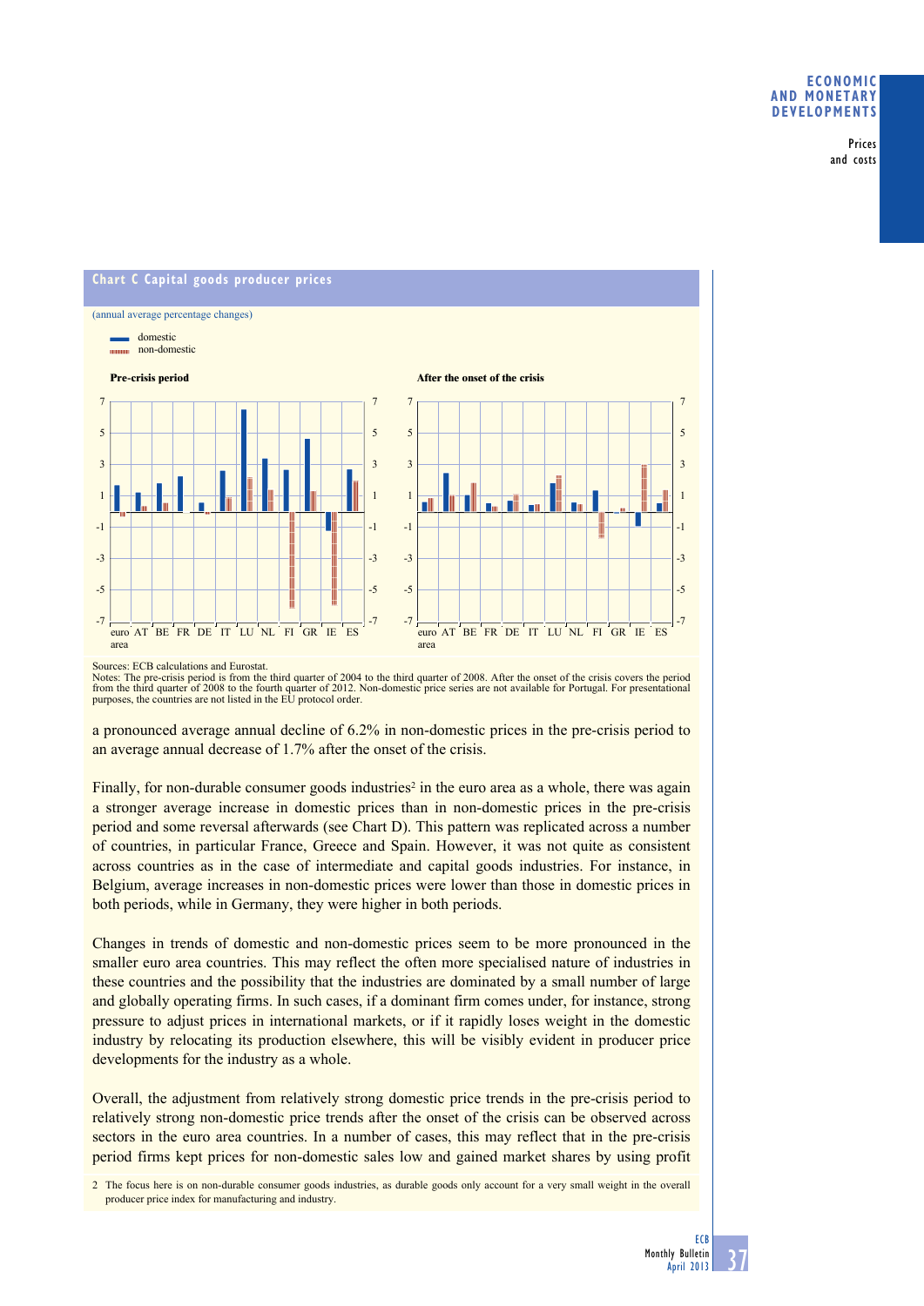**Chart C Capital goods producer prices**

(annual average percentage changes)

Sources: ECB calculations and Eurostat.
Notes: The pre-crisis period is from the third quarter of 2004 to the third quarter of 2008. After the onset of the crisis covers the period from the third quarter of 2008 to the fourth quarter of 2012. Non-domestic price series are not available for Portugal. For presentational purposes, the countries are not listed in the EU protocol order.

a pronounced average annual decline of 6.2% in non-domestic prices in the pre-crisis period to an average annual decrease of 1.7% after the onset of the crisis.

Finally, for non-durable consumer goods industries[2] in the euro area as a whole, there was again a stronger average increase in domestic prices than in non-domestic prices in the pre-crisis period and some reversal afterwards (see Chart D). This pattern was replicated across a number of countries, in particular France, Greece and Spain. However, it was not quite as consistent across countries as in the case of intermediate and capital goods industries. For instance, in Belgium, average increases in non-domestic prices were lower than those in domestic prices in both periods, while in Germany, they were higher in both periods.

Changes in trends of domestic and non-domestic prices seem to be more pronounced in the smaller euro area countries. This may reflect the often more specialised nature of industries in these countries and the possibility that the industries are dominated by a small number of large and globally operating firms. In such cases, if a dominant firm comes under, for instance, strong pressure to adjust prices in international markets, or if it rapidly loses weight in the domestic industry by relocating its production elsewhere, this will be visibly evident in producer price developments for the industry as a whole.

Overall, the adjustment from relatively strong domestic price trends in the pre-crisis period to relatively strong non-domestic price trends after the onset of the crisis can be observed across sectors in the euro area countries. In a number of cases, this may reflect that in the pre-crisis period firms kept prices for non-domestic sales low and gained market shares by using profit

2 The focus here is on non-durable consumer goods industries, as durable goods only account for a very small weight in the overall producer price index for manufacturing and industry.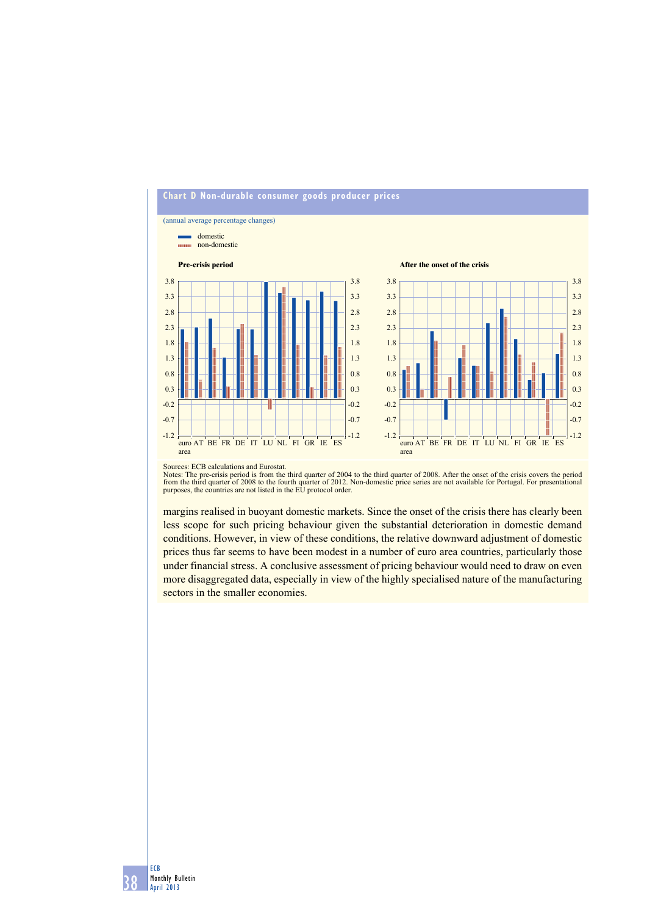**Chart D Non-durable consumer goods producer prices**

(annual average percentage changes)

domestic
non-domestic

Pre-crisis period

3.8
3.3
2.8
2.3
1.8
1.3
0.8
0.3
-0.2
-0.7
-1.2

euro area AT BE FR DE IT LU NL FI GR IE ES

After the onset of the crisis

3.8
3.3
2.8
2.3
1.8
1.3
0.8
0.3
-0.2
-0.7
-1.2

euro area AT BE FR DE IT LU NL FI GR IE ES

Sources: ECB calculations and Eurostat.
Notes: The pre-crisis period is from the third quarter of 2004 to the third quarter of 2008. After the onset of the crisis covers the period from the third quarter of 2008 to the fourth quarter of 2012. Non-domestic price series are not available for Portugal. For presentational purposes, the countries are not listed in the EU protocol order.

margins realised in buoyant domestic markets. Since the onset of the crisis there has clearly been less scope for such pricing behaviour given the substantial deterioration in domestic demand conditions. However, in view of these conditions, the relative downward adjustment of domestic prices thus far seems to have been modest in a number of euro area countries, particularly those under financial stress. A conclusive assessment of pricing behaviour would need to draw on even more disaggregated data, especially in view of the highly specialised nature of the manufacturing sectors in the smaller economies.